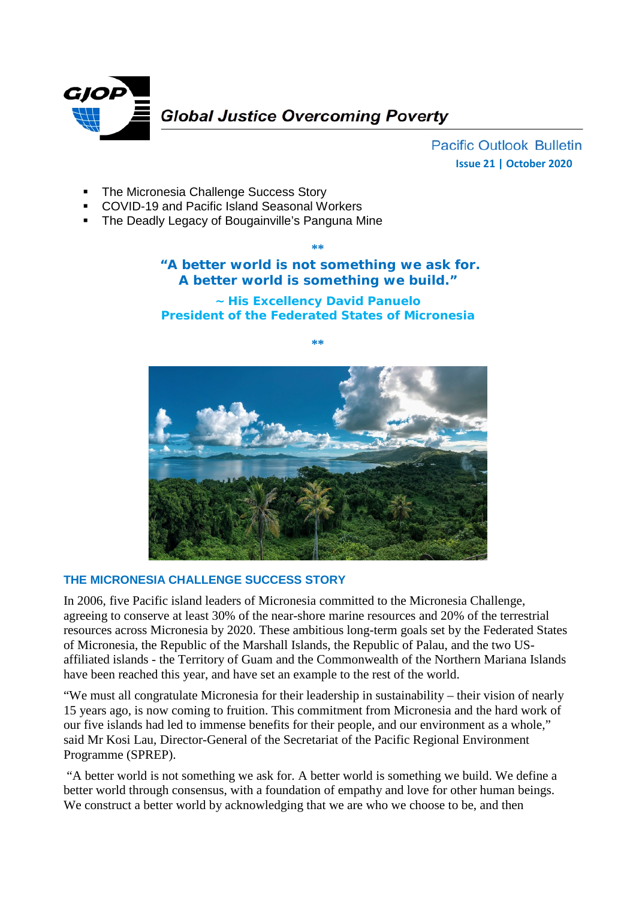# GJOP Global Justice Overcoming Poverty

Pacific Outlook Bulletin
**Issue 21 | October 2020**

- The Micronesia Challenge Success Story
- COVID-19 and Pacific Island Seasonal Workers
- The Deadly Legacy of Bougainville's Panguna Mine

**

**"A better world is not something we ask for.
A better world is something we build."**

**~ His Excellency David Panuelo
President of the Federated States of Micronesia**

**

## THE MICRONESIA CHALLENGE SUCCESS STORY

In 2006, five Pacific island leaders of Micronesia committed to the Micronesia Challenge, agreeing to conserve at least 30% of the near-shore marine resources and 20% of the terrestrial resources across Micronesia by 2020. These ambitious long-term goals set by the Federated States of Micronesia, the Republic of the Marshall Islands, the Republic of Palau, and the two US-affiliated islands - the Territory of Guam and the Commonwealth of the Northern Mariana Islands have been reached this year, and have set an example to the rest of the world.

"We must all congratulate Micronesia for their leadership in sustainability – their vision of nearly 15 years ago, is now coming to fruition. This commitment from Micronesia and the hard work of our five islands had led to immense benefits for their people, and our environment as a whole," said Mr Kosi Lau, Director-General of the Secretariat of the Pacific Regional Environment Programme (SPREP).

"A better world is not something we ask for. A better world is something we build. We define a better world through consensus, with a foundation of empathy and love for other human beings. We construct a better world by acknowledging that we are who we choose to be, and then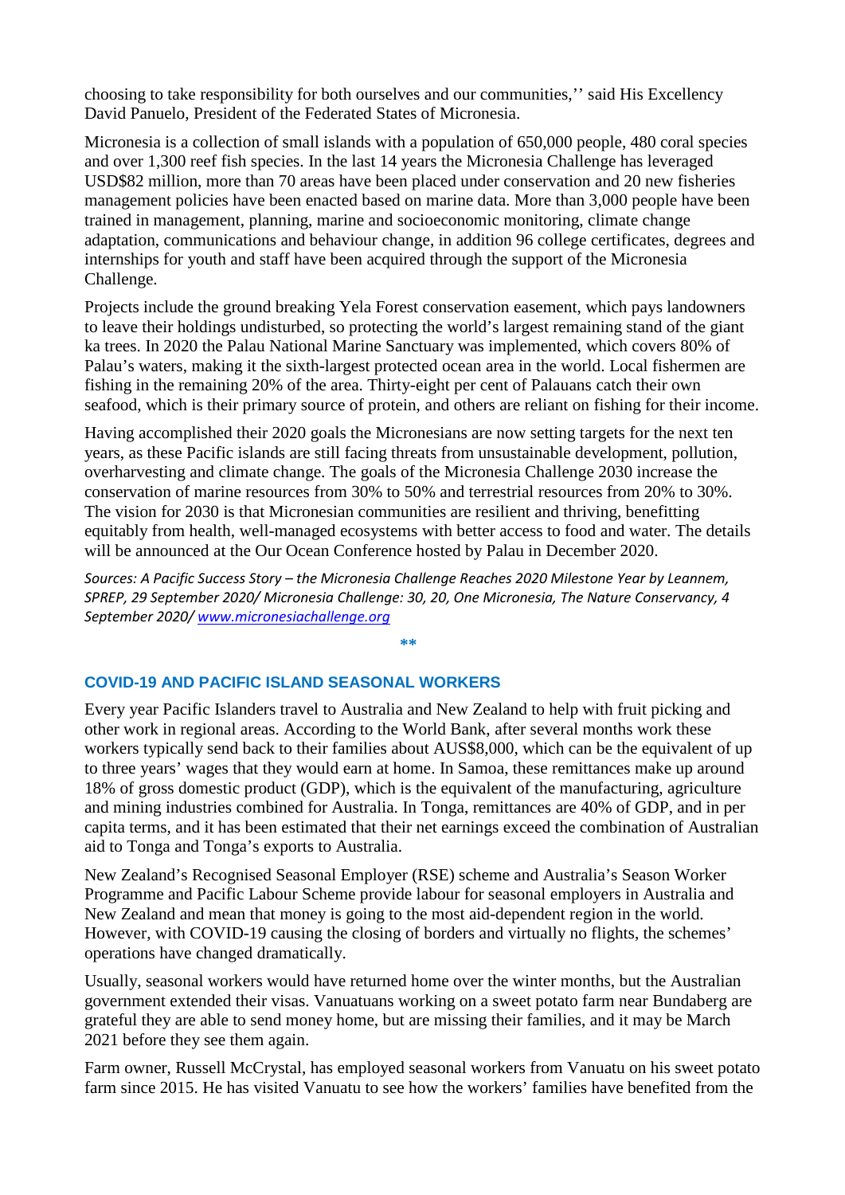choosing to take responsibility for both ourselves and our communities,'' said His Excellency David Panuelo, President of the Federated States of Micronesia.

Micronesia is a collection of small islands with a population of 650,000 people, 480 coral species and over 1,300 reef fish species. In the last 14 years the Micronesia Challenge has leveraged USD$82 million, more than 70 areas have been placed under conservation and 20 new fisheries management policies have been enacted based on marine data. More than 3,000 people have been trained in management, planning, marine and socioeconomic monitoring, climate change adaptation, communications and behaviour change, in addition 96 college certificates, degrees and internships for youth and staff have been acquired through the support of the Micronesia Challenge.

Projects include the ground breaking Yela Forest conservation easement, which pays landowners to leave their holdings undisturbed, so protecting the world's largest remaining stand of the giant ka trees. In 2020 the Palau National Marine Sanctuary was implemented, which covers 80% of Palau's waters, making it the sixth-largest protected ocean area in the world. Local fishermen are fishing in the remaining 20% of the area. Thirty-eight per cent of Palauans catch their own seafood, which is their primary source of protein, and others are reliant on fishing for their income.

Having accomplished their 2020 goals the Micronesians are now setting targets for the next ten years, as these Pacific islands are still facing threats from unsustainable development, pollution, overharvesting and climate change. The goals of the Micronesia Challenge 2030 increase the conservation of marine resources from 30% to 50% and terrestrial resources from 20% to 30%. The vision for 2030 is that Micronesian communities are resilient and thriving, benefitting equitably from health, well-managed ecosystems with better access to food and water. The details will be announced at the Our Ocean Conference hosted by Palau in December 2020.

*Sources: A Pacific Success Story – the Micronesia Challenge Reaches 2020 Milestone Year by Leannem, SPREP, 29 September 2020/ Micronesia Challenge: 30, 20, One Micronesia, The Nature Conservancy, 4 September 2020/ www.micronesiachallenge.org*

**

## COVID-19 AND PACIFIC ISLAND SEASONAL WORKERS

Every year Pacific Islanders travel to Australia and New Zealand to help with fruit picking and other work in regional areas. According to the World Bank, after several months work these workers typically send back to their families about AUS$8,000, which can be the equivalent of up to three years' wages that they would earn at home. In Samoa, these remittances make up around 18% of gross domestic product (GDP), which is the equivalent of the manufacturing, agriculture and mining industries combined for Australia. In Tonga, remittances are 40% of GDP, and in per capita terms, and it has been estimated that their net earnings exceed the combination of Australian aid to Tonga and Tonga's exports to Australia.

New Zealand's Recognised Seasonal Employer (RSE) scheme and Australia's Season Worker Programme and Pacific Labour Scheme provide labour for seasonal employers in Australia and New Zealand and mean that money is going to the most aid-dependent region in the world. However, with COVID-19 causing the closing of borders and virtually no flights, the schemes' operations have changed dramatically.

Usually, seasonal workers would have returned home over the winter months, but the Australian government extended their visas. Vanuatuans working on a sweet potato farm near Bundaberg are grateful they are able to send money home, but are missing their families, and it may be March 2021 before they see them again.

Farm owner, Russell McCrystal, has employed seasonal workers from Vanuatu on his sweet potato farm since 2015. He has visited Vanuatu to see how the workers' families have benefited from the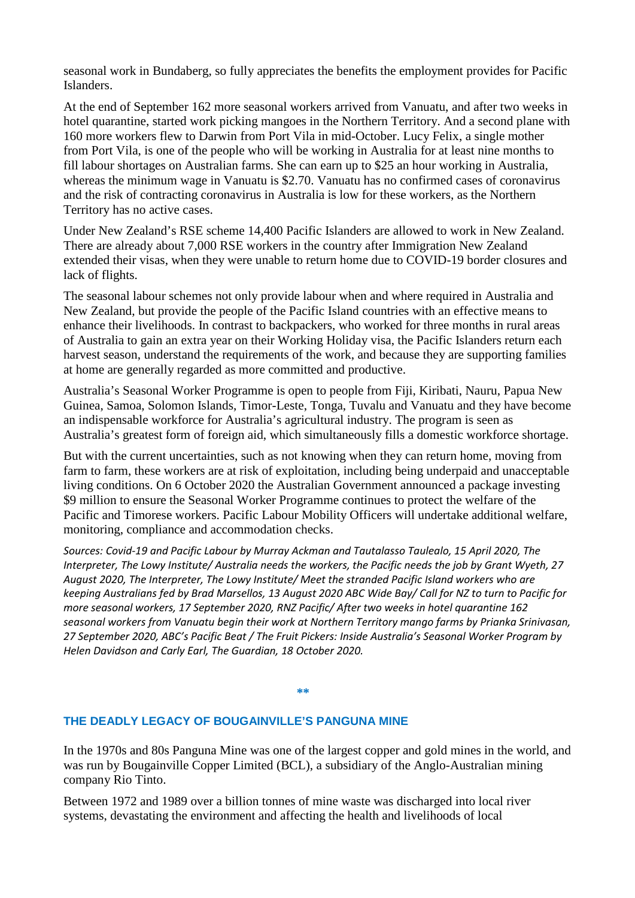seasonal work in Bundaberg, so fully appreciates the benefits the employment provides for Pacific Islanders.

At the end of September 162 more seasonal workers arrived from Vanuatu, and after two weeks in hotel quarantine, started work picking mangoes in the Northern Territory. And a second plane with 160 more workers flew to Darwin from Port Vila in mid-October. Lucy Felix, a single mother from Port Vila, is one of the people who will be working in Australia for at least nine months to fill labour shortages on Australian farms. She can earn up to $25 an hour working in Australia, whereas the minimum wage in Vanuatu is $2.70. Vanuatu has no confirmed cases of coronavirus and the risk of contracting coronavirus in Australia is low for these workers, as the Northern Territory has no active cases.

Under New Zealand's RSE scheme 14,400 Pacific Islanders are allowed to work in New Zealand. There are already about 7,000 RSE workers in the country after Immigration New Zealand extended their visas, when they were unable to return home due to COVID-19 border closures and lack of flights.

The seasonal labour schemes not only provide labour when and where required in Australia and New Zealand, but provide the people of the Pacific Island countries with an effective means to enhance their livelihoods. In contrast to backpackers, who worked for three months in rural areas of Australia to gain an extra year on their Working Holiday visa, the Pacific Islanders return each harvest season, understand the requirements of the work, and because they are supporting families at home are generally regarded as more committed and productive.

Australia's Seasonal Worker Programme is open to people from Fiji, Kiribati, Nauru, Papua New Guinea, Samoa, Solomon Islands, Timor-Leste, Tonga, Tuvalu and Vanuatu and they have become an indispensable workforce for Australia's agricultural industry. The program is seen as Australia's greatest form of foreign aid, which simultaneously fills a domestic workforce shortage.

But with the current uncertainties, such as not knowing when they can return home, moving from farm to farm, these workers are at risk of exploitation, including being underpaid and unacceptable living conditions. On 6 October 2020 the Australian Government announced a package investing $9 million to ensure the Seasonal Worker Programme continues to protect the welfare of the Pacific and Timorese workers. Pacific Labour Mobility Officers will undertake additional welfare, monitoring, compliance and accommodation checks.

*Sources: Covid-19 and Pacific Labour by Murray Ackman and Tautalasso Taulealo, 15 April 2020, The Interpreter, The Lowy Institute/ Australia needs the workers, the Pacific needs the job by Grant Wyeth, 27 August 2020, The Interpreter, The Lowy Institute/ Meet the stranded Pacific Island workers who are keeping Australians fed by Brad Marsellos, 13 August 2020 ABC Wide Bay/ Call for NZ to turn to Pacific for more seasonal workers, 17 September 2020, RNZ Pacific/ After two weeks in hotel quarantine 162 seasonal workers from Vanuatu begin their work at Northern Territory mango farms by Prianka Srinivasan, 27 September 2020, ABC's Pacific Beat / The Fruit Pickers: Inside Australia's Seasonal Worker Program by Helen Davidson and Carly Earl, The Guardian, 18 October 2020.*

**

## THE DEADLY LEGACY OF BOUGAINVILLE'S PANGUNA MINE

In the 1970s and 80s Panguna Mine was one of the largest copper and gold mines in the world, and was run by Bougainville Copper Limited (BCL), a subsidiary of the Anglo-Australian mining company Rio Tinto.

Between 1972 and 1989 over a billion tonnes of mine waste was discharged into local river systems, devastating the environment and affecting the health and livelihoods of local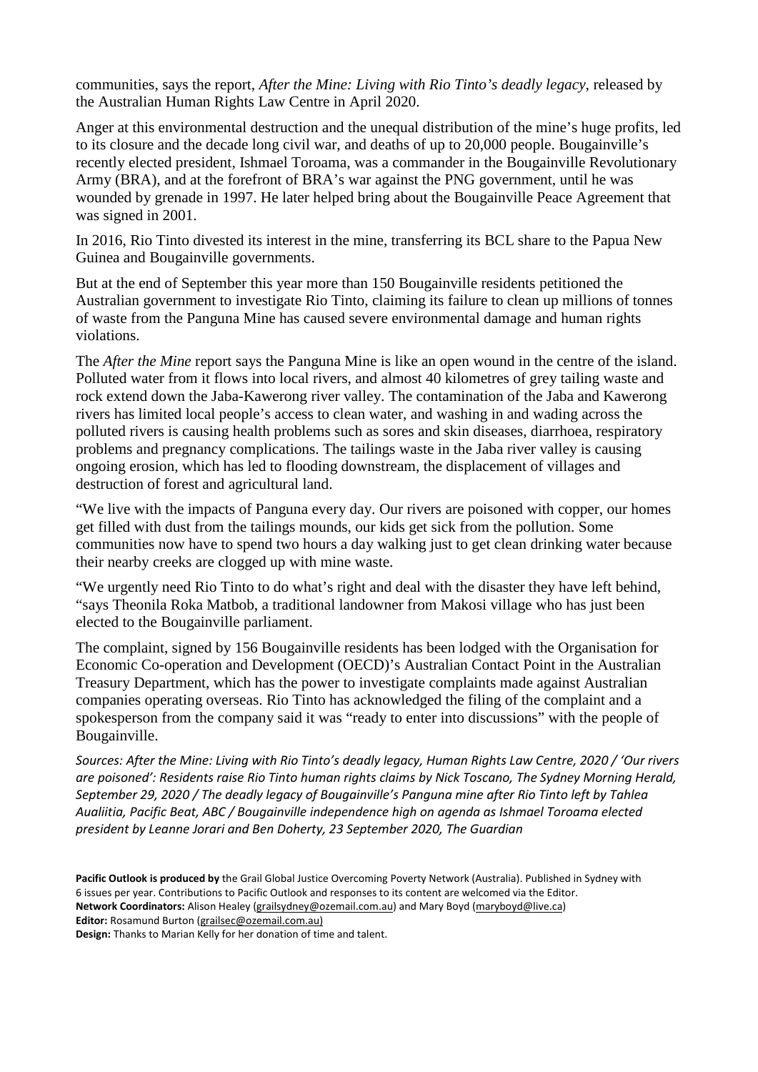communities, says the report, *After the Mine: Living with Rio Tinto's deadly legacy*, released by the Australian Human Rights Law Centre in April 2020.

Anger at this environmental destruction and the unequal distribution of the mine's huge profits, led to its closure and the decade long civil war, and deaths of up to 20,000 people. Bougainville's recently elected president, Ishmael Toroama, was a commander in the Bougainville Revolutionary Army (BRA), and at the forefront of BRA's war against the PNG government, until he was wounded by grenade in 1997. He later helped bring about the Bougainville Peace Agreement that was signed in 2001.

In 2016, Rio Tinto divested its interest in the mine, transferring its BCL share to the Papua New Guinea and Bougainville governments.

But at the end of September this year more than 150 Bougainville residents petitioned the Australian government to investigate Rio Tinto, claiming its failure to clean up millions of tonnes of waste from the Panguna Mine has caused severe environmental damage and human rights violations.

The *After the Mine* report says the Panguna Mine is like an open wound in the centre of the island. Polluted water from it flows into local rivers, and almost 40 kilometres of grey tailing waste and rock extend down the Jaba-Kawerong river valley. The contamination of the Jaba and Kawerong rivers has limited local people's access to clean water, and washing in and wading across the polluted rivers is causing health problems such as sores and skin diseases, diarrhoea, respiratory problems and pregnancy complications. The tailings waste in the Jaba river valley is causing ongoing erosion, which has led to flooding downstream, the displacement of villages and destruction of forest and agricultural land.

"We live with the impacts of Panguna every day. Our rivers are poisoned with copper, our homes get filled with dust from the tailings mounds, our kids get sick from the pollution. Some communities now have to spend two hours a day walking just to get clean drinking water because their nearby creeks are clogged up with mine waste.

"We urgently need Rio Tinto to do what's right and deal with the disaster they have left behind, "says Theonila Roka Matbob, a traditional landowner from Makosi village who has just been elected to the Bougainville parliament.

The complaint, signed by 156 Bougainville residents has been lodged with the Organisation for Economic Co-operation and Development (OECD)'s Australian Contact Point in the Australian Treasury Department, which has the power to investigate complaints made against Australian companies operating overseas. Rio Tinto has acknowledged the filing of the complaint and a spokesperson from the company said it was "ready to enter into discussions" with the people of Bougainville.

*Sources: After the Mine: Living with Rio Tinto's deadly legacy, Human Rights Law Centre, 2020 / 'Our rivers are poisoned': Residents raise Rio Tinto human rights claims by Nick Toscano, The Sydney Morning Herald, September 29, 2020 / The deadly legacy of Bougainville's Panguna mine after Rio Tinto left by Tahlea Aualiitia, Pacific Beat, ABC / Bougainville independence high on agenda as Ishmael Toroama elected president by Leanne Jorari and Ben Doherty, 23 September 2020, The Guardian*

**Pacific Outlook is produced by** the Grail Global Justice Overcoming Poverty Network (Australia). Published in Sydney with 6 issues per year. Contributions to Pacific Outlook and responses to its content are welcomed via the Editor.
**Network Coordinators:** Alison Healey (grailsydney@ozemail.com.au) and Mary Boyd (maryboyd@live.ca)
**Editor:** Rosamund Burton (grailsec@ozemail.com.au)
**Design:** Thanks to Marian Kelly for her donation of time and talent.